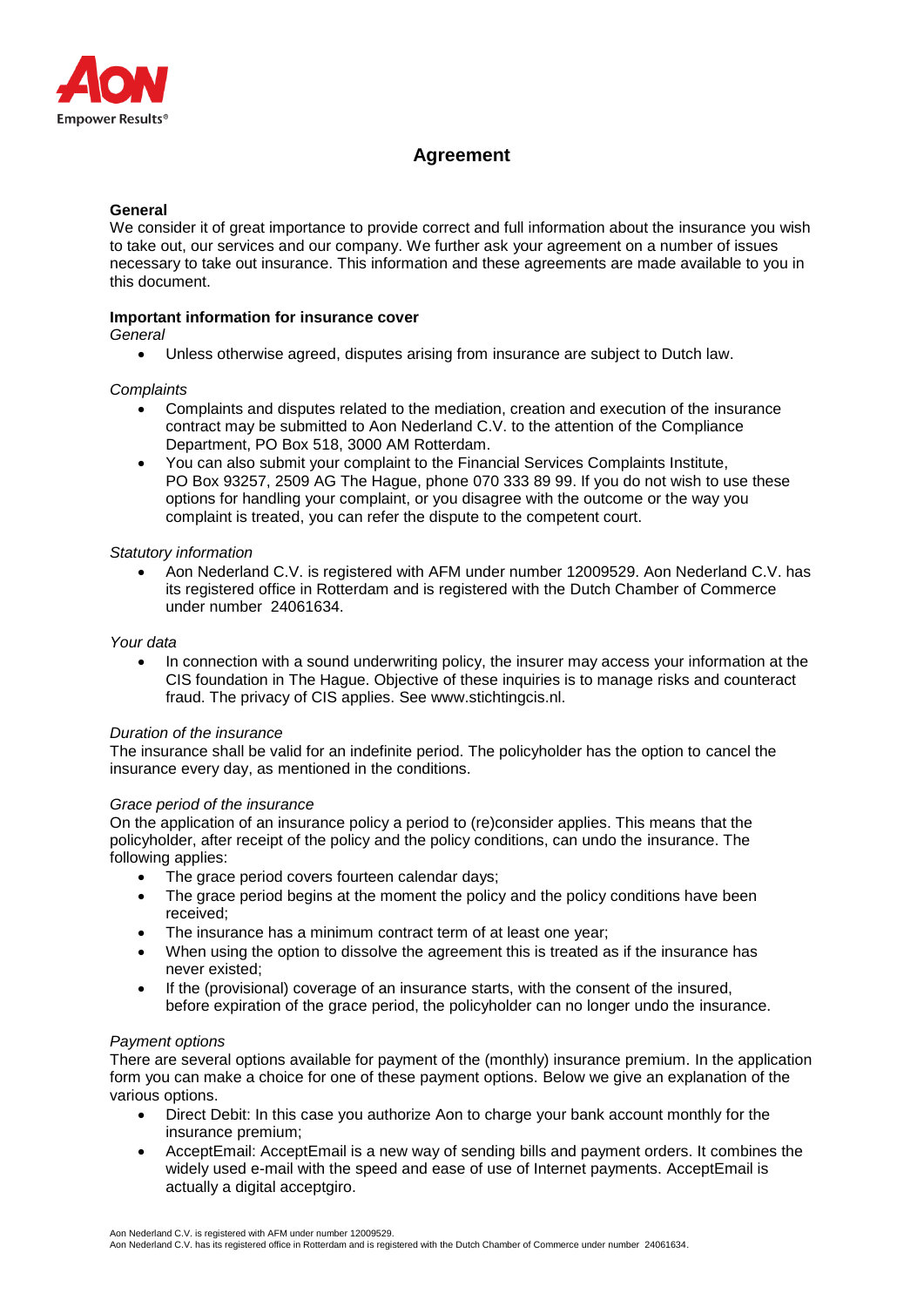# Agreement

## General

We consider it of great importance to provide correct and full information about the insurance you wish to take out, our services and our company. We further ask your agreement on a number of issues necessary to take out insurance. This information and these agreements are made available to you in this document.

## Important information for insurance cover

*General*

- Unless otherwise agreed, disputes arising from insurance are subject to Dutch law.

*Complaints*

- Complaints and disputes related to the mediation, creation and execution of the insurance contract may be submitted to Aon Nederland C.V. to the attention of the Compliance Department, PO Box 518, 3000 AM Rotterdam.
- You can also submit your complaint to the Financial Services Complaints Institute, PO Box 93257, 2509 AG The Hague, phone 070 333 89 99. If you do not wish to use these options for handling your complaint, or you disagree with the outcome or the way you complaint is treated, you can refer the dispute to the competent court.

*Statutory information*

- Aon Nederland C.V. is registered with AFM under number 12009529. Aon Nederland C.V. has its registered office in Rotterdam and is registered with the Dutch Chamber of Commerce under number 24061634.

*Your data*

- In connection with a sound underwriting policy, the insurer may access your information at the CIS foundation in The Hague. Objective of these inquiries is to manage risks and counteract fraud. The privacy of CIS applies. See www.stichtingcis.nl.

*Duration of the insurance*

The insurance shall be valid for an indefinite period. The policyholder has the option to cancel the insurance every day, as mentioned in the conditions.

*Grace period of the insurance*

On the application of an insurance policy a period to (re)consider applies. This means that the policyholder, after receipt of the policy and the policy conditions, can undo the insurance. The following applies:

- The grace period covers fourteen calendar days;
- The grace period begins at the moment the policy and the policy conditions have been received;
- The insurance has a minimum contract term of at least one year;
- When using the option to dissolve the agreement this is treated as if the insurance has never existed;
- If the (provisional) coverage of an insurance starts, with the consent of the insured, before expiration of the grace period, the policyholder can no longer undo the insurance.

*Payment options*

There are several options available for payment of the (monthly) insurance premium. In the application form you can make a choice for one of these payment options. Below we give an explanation of the various options.

- Direct Debit: In this case you authorize Aon to charge your bank account monthly for the insurance premium;
- AcceptEmail: AcceptEmail is a new way of sending bills and payment orders. It combines the widely used e-mail with the speed and ease of use of Internet payments. AcceptEmail is actually a digital acceptgiro.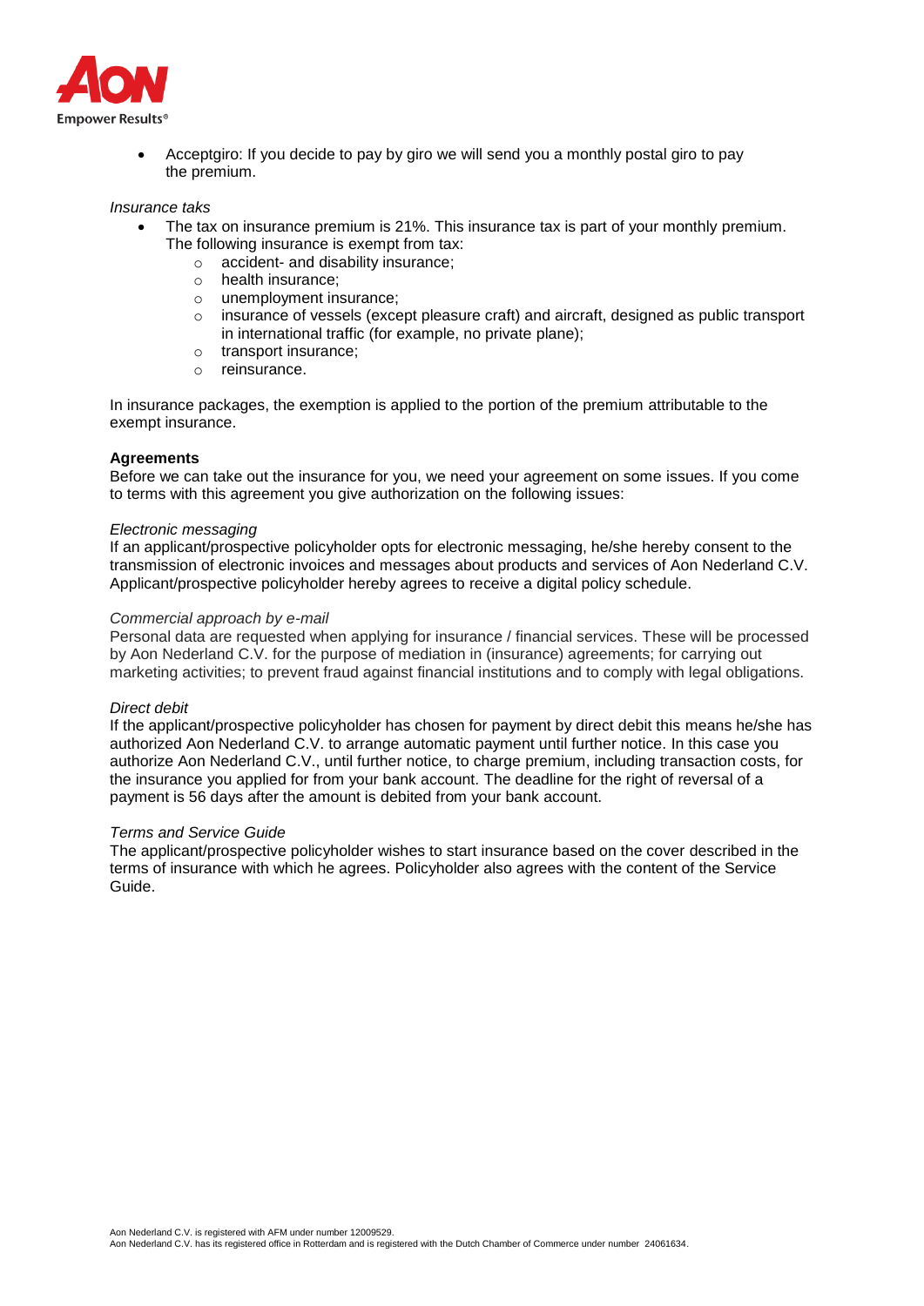- Acceptgiro: If you decide to pay by giro we will send you a monthly postal giro to pay the premium.

*Insurance taks*

- The tax on insurance premium is 21%. This insurance tax is part of your monthly premium. The following insurance is exempt from tax:
    - accident- and disability insurance;
    - health insurance;
    - unemployment insurance;
    - insurance of vessels (except pleasure craft) and aircraft, designed as public transport in international traffic (for example, no private plane);
    - transport insurance;
    - reinsurance.

In insurance packages, the exemption is applied to the portion of the premium attributable to the exempt insurance.

**Agreements**

Before we can take out the insurance for you, we need your agreement on some issues. If you come to terms with this agreement you give authorization on the following issues:

*Electronic messaging*

If an applicant/prospective policyholder opts for electronic messaging, he/she hereby consent to the transmission of electronic invoices and messages about products and services of Aon Nederland C.V. Applicant/prospective policyholder hereby agrees to receive a digital policy schedule.

*Commercial approach by e-mail*

Personal data are requested when applying for insurance / financial services. These will be processed by Aon Nederland C.V. for the purpose of mediation in (insurance) agreements; for carrying out marketing activities; to prevent fraud against financial institutions and to comply with legal obligations.

*Direct debit*

If the applicant/prospective policyholder has chosen for payment by direct debit this means he/she has authorized Aon Nederland C.V. to arrange automatic payment until further notice. In this case you authorize Aon Nederland C.V., until further notice, to charge premium, including transaction costs, for the insurance you applied for from your bank account. The deadline for the right of reversal of a payment is 56 days after the amount is debited from your bank account.

*Terms and Service Guide*

The applicant/prospective policyholder wishes to start insurance based on the cover described in the terms of insurance with which he agrees. Policyholder also agrees with the content of the Service Guide.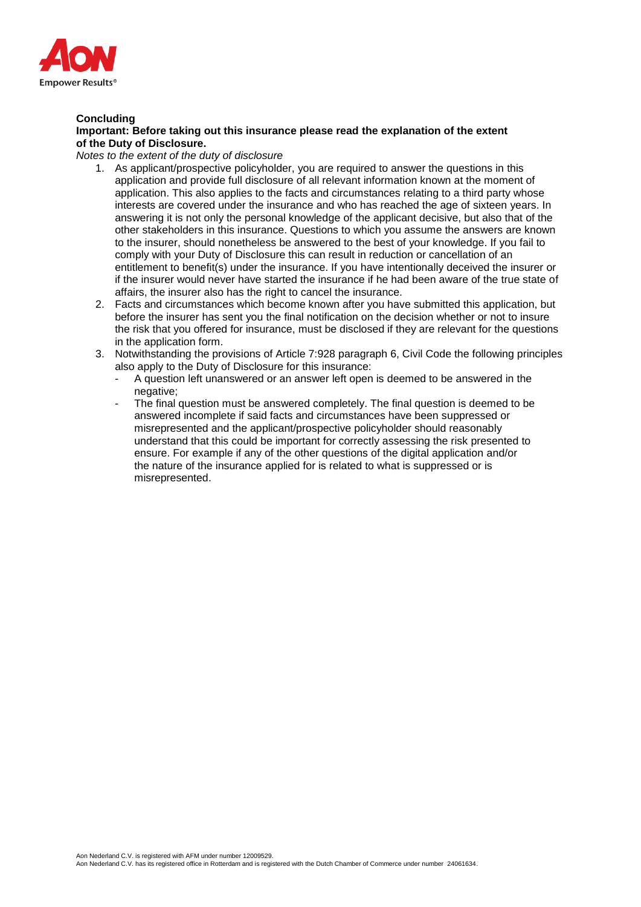**Concluding**

**Important: Before taking out this insurance please read the explanation of the extent of the Duty of Disclosure.**

*Notes to the extent of the duty of disclosure*

1. As applicant/prospective policyholder, you are required to answer the questions in this application and provide full disclosure of all relevant information known at the moment of application. This also applies to the facts and circumstances relating to a third party whose interests are covered under the insurance and who has reached the age of sixteen years. In answering it is not only the personal knowledge of the applicant decisive, but also that of the other stakeholders in this insurance. Questions to which you assume the answers are known to the insurer, should nonetheless be answered to the best of your knowledge. If you fail to comply with your Duty of Disclosure this can result in reduction or cancellation of an entitlement to benefit(s) under the insurance. If you have intentionally deceived the insurer or if the insurer would never have started the insurance if he had been aware of the true state of affairs, the insurer also has the right to cancel the insurance.
2. Facts and circumstances which become known after you have submitted this application, but before the insurer has sent you the final notification on the decision whether or not to insure the risk that you offered for insurance, must be disclosed if they are relevant for the questions in the application form.
3. Notwithstanding the provisions of Article 7:928 paragraph 6, Civil Code the following principles also apply to the Duty of Disclosure for this insurance:
   - A question left unanswered or an answer left open is deemed to be answered in the negative;
   - The final question must be answered completely. The final question is deemed to be answered incomplete if said facts and circumstances have been suppressed or misrepresented and the applicant/prospective policyholder should reasonably understand that this could be important for correctly assessing the risk presented to ensure. For example if any of the other questions of the digital application and/or the nature of the insurance applied for is related to what is suppressed or is misrepresented.

Aon Nederland C.V. is registered with AFM under number 12009529.
Aon Nederland C.V. has its registered office in Rotterdam and is registered with the Dutch Chamber of Commerce under number 24061634.